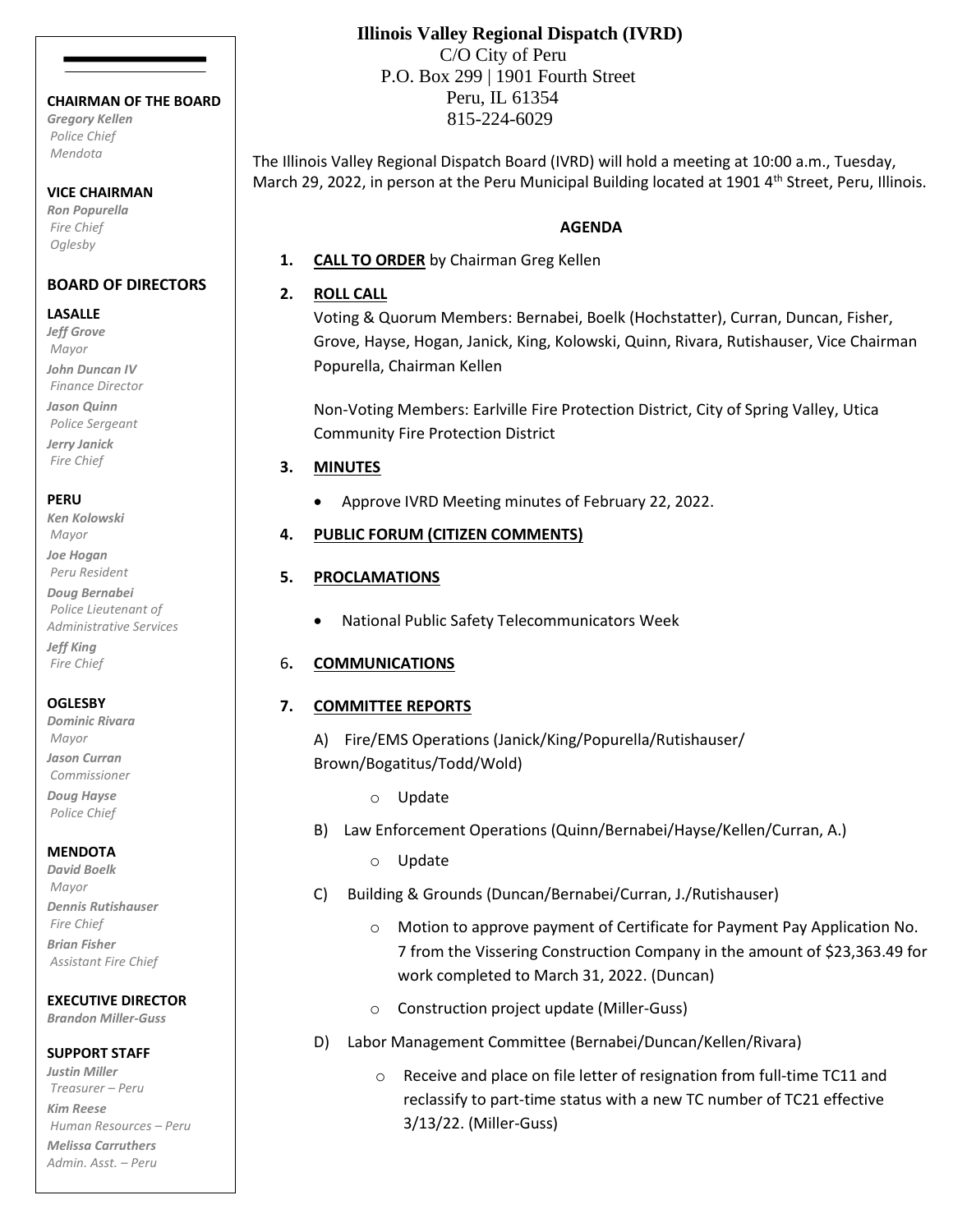# Illinois Valley Regional Dispatch (IVRD)

C/O City of Peru
P.O. Box 299 | 1901 Fourth Street
Peru, IL 61354
815-224-6029

**CHAIRMAN OF THE BOARD**
*Gregory Kellen*
*Police Chief*
*Mendota*

**VICE CHAIRMAN**
*Ron Popurella*
*Fire Chief*
*Oglesby*

**BOARD OF DIRECTORS**

**LASALLE**
*Jeff Grove*
*Mayor*
*John Duncan IV*
*Finance Director*
*Jason Quinn*
*Police Sergeant*
*Jerry Janick*
*Fire Chief*

**PERU**
*Ken Kolowski*
*Mayor*
*Joe Hogan*
*Peru Resident*
*Doug Bernabei*
*Police Lieutenant of Administrative Services*
*Jeff King*
*Fire Chief*

**OGLESBY**
*Dominic Rivara*
*Mayor*
*Jason Curran*
*Commissioner*
*Doug Hayse*
*Police Chief*

**MENDOTA**
*David Boelk*
*Mayor*
*Dennis Rutishauser*
*Fire Chief*
*Brian Fisher*
*Assistant Fire Chief*

**EXECUTIVE DIRECTOR**
*Brandon Miller-Guss*

**SUPPORT STAFF**
*Justin Miller*
*Treasurer – Peru*
*Kim Reese*
*Human Resources – Peru*
*Melissa Carruthers*
*Admin. Asst. – Peru*

The Illinois Valley Regional Dispatch Board (IVRD) will hold a meeting at 10:00 a.m., Tuesday, March 29, 2022, in person at the Peru Municipal Building located at 1901 4th Street, Peru, Illinois.

## AGENDA

1. **CALL TO ORDER** by Chairman Greg Kellen

2. **ROLL CALL**

   Voting & Quorum Members: Bernabei, Boelk (Hochstatter), Curran, Duncan, Fisher, Grove, Hayse, Hogan, Janick, King, Kolowski, Quinn, Rivara, Rutishauser, Vice Chairman Popurella, Chairman Kellen

   Non-Voting Members: Earlville Fire Protection District, City of Spring Valley, Utica Community Fire Protection District

3. **MINUTES**
   - Approve IVRD Meeting minutes of February 22, 2022.

4. **PUBLIC FORUM (CITIZEN COMMENTS)**

5. **PROCLAMATIONS**
   - National Public Safety Telecommunicators Week

6. **COMMUNICATIONS**

7. **COMMITTEE REPORTS**

   A) Fire/EMS Operations (Janick/King/Popurella/Rutishauser/ Brown/Bogatitus/Todd/Wold)
   - Update

   B) Law Enforcement Operations (Quinn/Bernabei/Hayse/Kellen/Curran, A.)
   - Update

   C) Building & Grounds (Duncan/Bernabei/Curran, J./Rutishauser)
   - Motion to approve payment of Certificate for Payment Pay Application No. 7 from the Vissering Construction Company in the amount of $23,363.49 for work completed to March 31, 2022. (Duncan)
   - Construction project update (Miller-Guss)

   D) Labor Management Committee (Bernabei/Duncan/Kellen/Rivara)
   - Receive and place on file letter of resignation from full-time TC11 and reclassify to part-time status with a new TC number of TC21 effective 3/13/22. (Miller-Guss)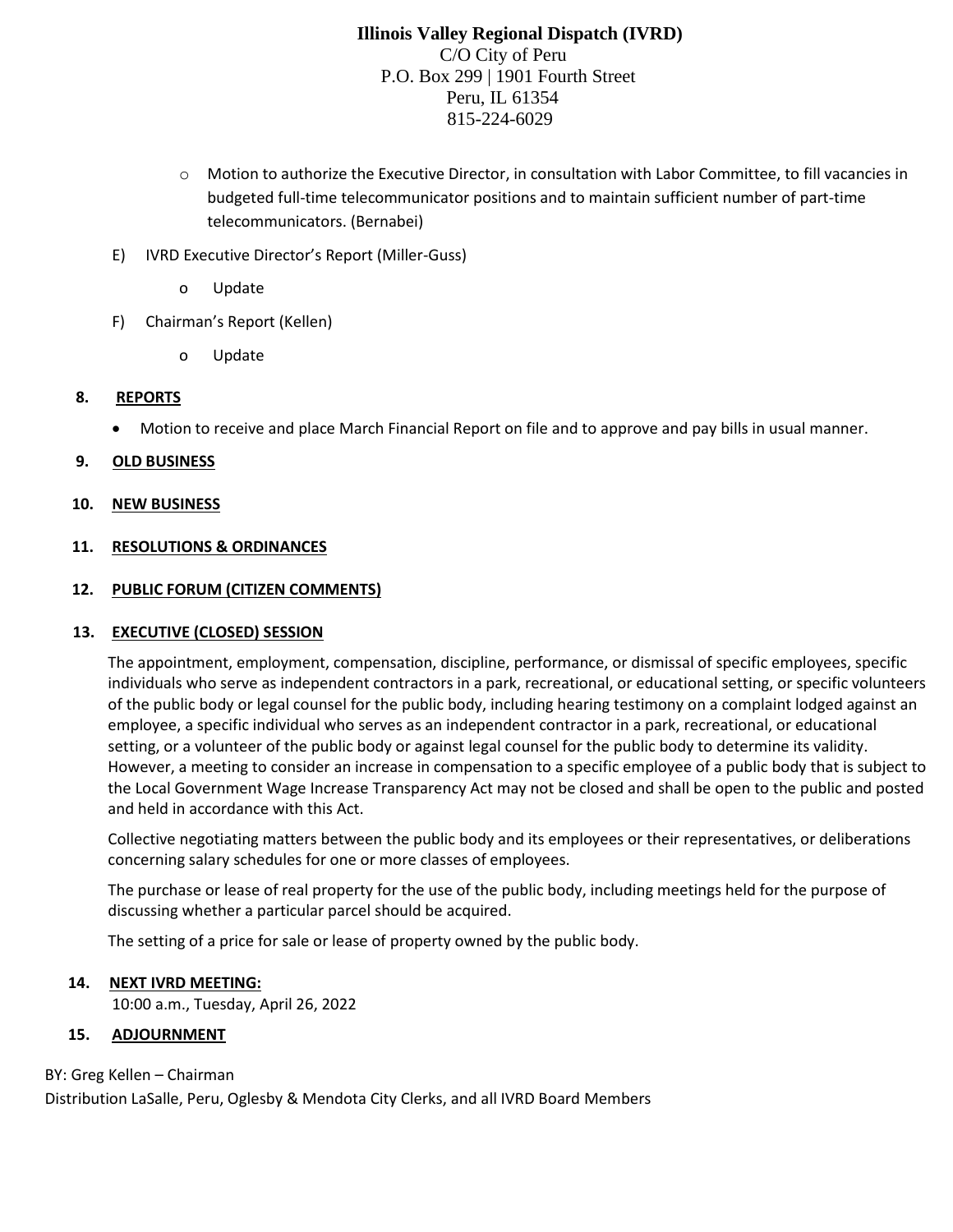**Illinois Valley Regional Dispatch (IVRD)**
C/O City of Peru
P.O. Box 299 | 1901 Fourth Street
Peru, IL 61354
815-224-6029

- o Motion to authorize the Executive Director, in consultation with Labor Committee, to fill vacancies in budgeted full-time telecommunicator positions and to maintain sufficient number of part-time telecommunicators. (Bernabei)

E) IVRD Executive Director's Report (Miller-Guss)

- o Update

F) Chairman's Report (Kellen)

- o Update

**8. REPORTS**

- Motion to receive and place March Financial Report on file and to approve and pay bills in usual manner.

**9. OLD BUSINESS**

**10. NEW BUSINESS**

**11. RESOLUTIONS & ORDINANCES**

**12. PUBLIC FORUM (CITIZEN COMMENTS)**

**13. EXECUTIVE (CLOSED) SESSION**

The appointment, employment, compensation, discipline, performance, or dismissal of specific employees, specific individuals who serve as independent contractors in a park, recreational, or educational setting, or specific volunteers of the public body or legal counsel for the public body, including hearing testimony on a complaint lodged against an employee, a specific individual who serves as an independent contractor in a park, recreational, or educational setting, or a volunteer of the public body or against legal counsel for the public body to determine its validity. However, a meeting to consider an increase in compensation to a specific employee of a public body that is subject to the Local Government Wage Increase Transparency Act may not be closed and shall be open to the public and posted and held in accordance with this Act.

Collective negotiating matters between the public body and its employees or their representatives, or deliberations concerning salary schedules for one or more classes of employees.

The purchase or lease of real property for the use of the public body, including meetings held for the purpose of discussing whether a particular parcel should be acquired.

The setting of a price for sale or lease of property owned by the public body.

**14. NEXT IVRD MEETING:**

10:00 a.m., Tuesday, April 26, 2022

**15. ADJOURNMENT**

BY: Greg Kellen – Chairman
Distribution LaSalle, Peru, Oglesby & Mendota City Clerks, and all IVRD Board Members